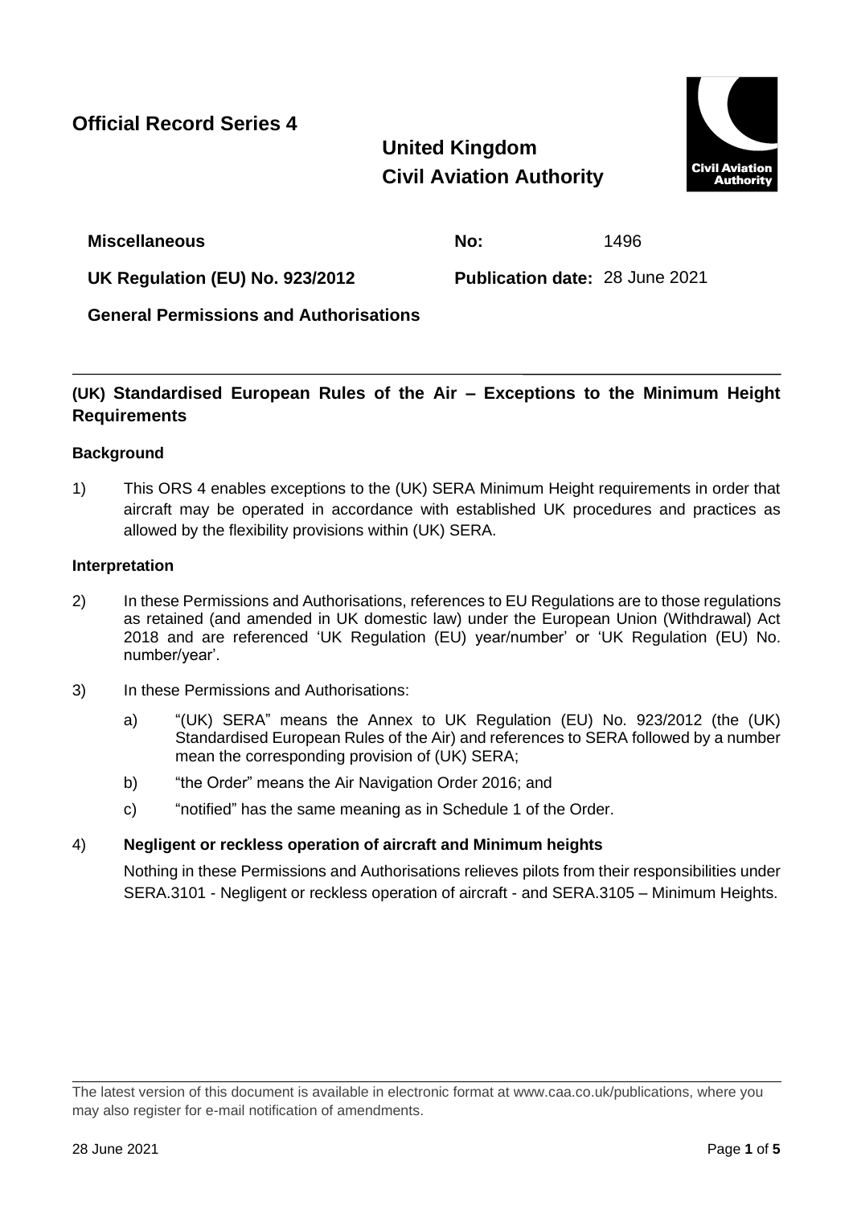**Official Record Series 4**

**United Kingdom**
**Civil Aviation Authority**

| | | |
|---|---|---|
| **Miscellaneous** | **No:** | 1496 |
| **UK Regulation (EU) No. 923/2012** | **Publication date:** | 28 June 2021 |
| **General Permissions and Authorisations** | | |

## (UK) Standardised European Rules of the Air – Exceptions to the Minimum Height Requirements

### Background

1) This ORS 4 enables exceptions to the (UK) SERA Minimum Height requirements in order that aircraft may be operated in accordance with established UK procedures and practices as allowed by the flexibility provisions within (UK) SERA.

### Interpretation

2) In these Permissions and Authorisations, references to EU Regulations are to those regulations as retained (and amended in UK domestic law) under the European Union (Withdrawal) Act 2018 and are referenced 'UK Regulation (EU) year/number' or 'UK Regulation (EU) No. number/year'.

3) In these Permissions and Authorisations:

   a) "(UK) SERA" means the Annex to UK Regulation (EU) No. 923/2012 (the (UK) Standardised European Rules of the Air) and references to SERA followed by a number mean the corresponding provision of (UK) SERA;

   b) "the Order" means the Air Navigation Order 2016; and

   c) "notified" has the same meaning as in Schedule 1 of the Order.

4) **Negligent or reckless operation of aircraft and Minimum heights**

   Nothing in these Permissions and Authorisations relieves pilots from their responsibilities under SERA.3101 - Negligent or reckless operation of aircraft - and SERA.3105 – Minimum Heights.

The latest version of this document is available in electronic format at www.caa.co.uk/publications, where you may also register for e-mail notification of amendments.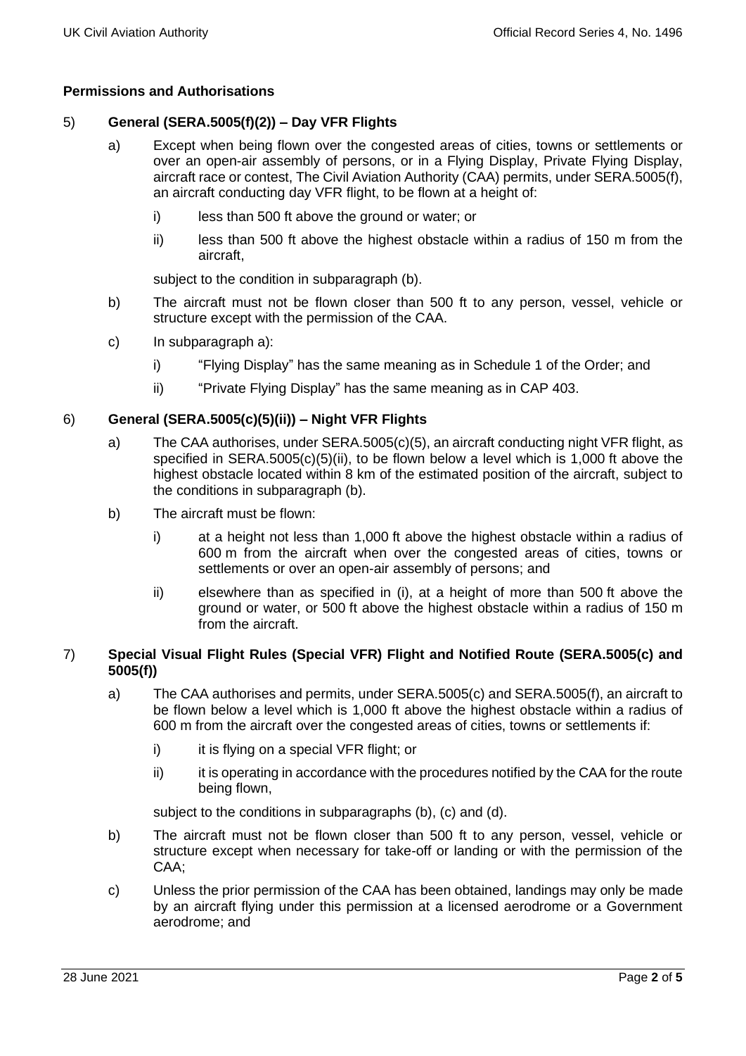**Permissions and Authorisations**

5) **General (SERA.5005(f)(2)) – Day VFR Flights**

   a) Except when being flown over the congested areas of cities, towns or settlements or over an open-air assembly of persons, or in a Flying Display, Private Flying Display, aircraft race or contest, The Civil Aviation Authority (CAA) permits, under SERA.5005(f), an aircraft conducting day VFR flight, to be flown at a height of:

      i) less than 500 ft above the ground or water; or

      ii) less than 500 ft above the highest obstacle within a radius of 150 m from the aircraft,

      subject to the condition in subparagraph (b).

   b) The aircraft must not be flown closer than 500 ft to any person, vessel, vehicle or structure except with the permission of the CAA.

   c) In subparagraph a):

      i) "Flying Display" has the same meaning as in Schedule 1 of the Order; and

      ii) "Private Flying Display" has the same meaning as in CAP 403.

6) **General (SERA.5005(c)(5)(ii)) – Night VFR Flights**

   a) The CAA authorises, under SERA.5005(c)(5), an aircraft conducting night VFR flight, as specified in SERA.5005(c)(5)(ii), to be flown below a level which is 1,000 ft above the highest obstacle located within 8 km of the estimated position of the aircraft, subject to the conditions in subparagraph (b).

   b) The aircraft must be flown:

      i) at a height not less than 1,000 ft above the highest obstacle within a radius of 600 m from the aircraft when over the congested areas of cities, towns or settlements or over an open-air assembly of persons; and

      ii) elsewhere than as specified in (i), at a height of more than 500 ft above the ground or water, or 500 ft above the highest obstacle within a radius of 150 m from the aircraft.

7) **Special Visual Flight Rules (Special VFR) Flight and Notified Route (SERA.5005(c) and 5005(f))**

   a) The CAA authorises and permits, under SERA.5005(c) and SERA.5005(f), an aircraft to be flown below a level which is 1,000 ft above the highest obstacle within a radius of 600 m from the aircraft over the congested areas of cities, towns or settlements if:

      i) it is flying on a special VFR flight; or

      ii) it is operating in accordance with the procedures notified by the CAA for the route being flown,

      subject to the conditions in subparagraphs (b), (c) and (d).

   b) The aircraft must not be flown closer than 500 ft to any person, vessel, vehicle or structure except when necessary for take-off or landing or with the permission of the CAA;

   c) Unless the prior permission of the CAA has been obtained, landings may only be made by an aircraft flying under this permission at a licensed aerodrome or a Government aerodrome; and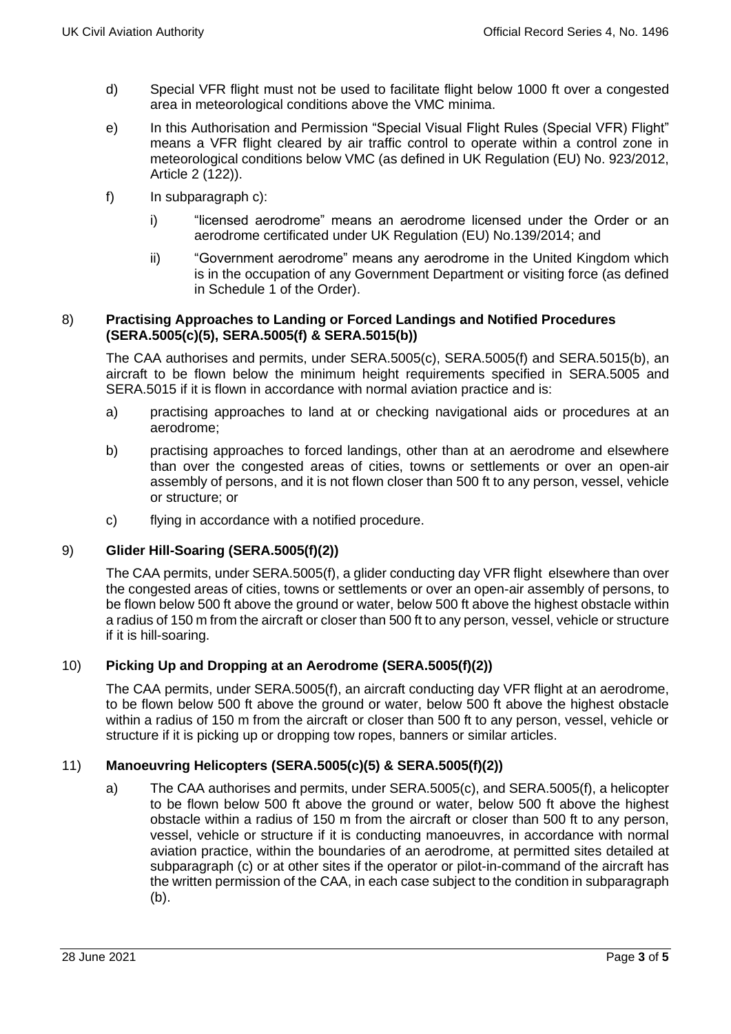d) Special VFR flight must not be used to facilitate flight below 1000 ft over a congested area in meteorological conditions above the VMC minima.

e) In this Authorisation and Permission "Special Visual Flight Rules (Special VFR) Flight" means a VFR flight cleared by air traffic control to operate within a control zone in meteorological conditions below VMC (as defined in UK Regulation (EU) No. 923/2012, Article 2 (122)).

f) In subparagraph c):

   i) "licensed aerodrome" means an aerodrome licensed under the Order or an aerodrome certificated under UK Regulation (EU) No.139/2014; and

   ii) "Government aerodrome" means any aerodrome in the United Kingdom which is in the occupation of any Government Department or visiting force (as defined in Schedule 1 of the Order).

## 8) Practising Approaches to Landing or Forced Landings and Notified Procedures (SERA.5005(c)(5), SERA.5005(f) & SERA.5015(b))

The CAA authorises and permits, under SERA.5005(c), SERA.5005(f) and SERA.5015(b), an aircraft to be flown below the minimum height requirements specified in SERA.5005 and SERA.5015 if it is flown in accordance with normal aviation practice and is:

a) practising approaches to land at or checking navigational aids or procedures at an aerodrome;

b) practising approaches to forced landings, other than at an aerodrome and elsewhere than over the congested areas of cities, towns or settlements or over an open-air assembly of persons, and it is not flown closer than 500 ft to any person, vessel, vehicle or structure; or

c) flying in accordance with a notified procedure.

## 9) Glider Hill-Soaring (SERA.5005(f)(2))

The CAA permits, under SERA.5005(f), a glider conducting day VFR flight elsewhere than over the congested areas of cities, towns or settlements or over an open-air assembly of persons, to be flown below 500 ft above the ground or water, below 500 ft above the highest obstacle within a radius of 150 m from the aircraft or closer than 500 ft to any person, vessel, vehicle or structure if it is hill-soaring.

## 10) Picking Up and Dropping at an Aerodrome (SERA.5005(f)(2))

The CAA permits, under SERA.5005(f), an aircraft conducting day VFR flight at an aerodrome, to be flown below 500 ft above the ground or water, below 500 ft above the highest obstacle within a radius of 150 m from the aircraft or closer than 500 ft to any person, vessel, vehicle or structure if it is picking up or dropping tow ropes, banners or similar articles.

## 11) Manoeuvring Helicopters (SERA.5005(c)(5) & SERA.5005(f)(2))

a) The CAA authorises and permits, under SERA.5005(c), and SERA.5005(f), a helicopter to be flown below 500 ft above the ground or water, below 500 ft above the highest obstacle within a radius of 150 m from the aircraft or closer than 500 ft to any person, vessel, vehicle or structure if it is conducting manoeuvres, in accordance with normal aviation practice, within the boundaries of an aerodrome, at permitted sites detailed at subparagraph (c) or at other sites if the operator or pilot-in-command of the aircraft has the written permission of the CAA, in each case subject to the condition in subparagraph (b).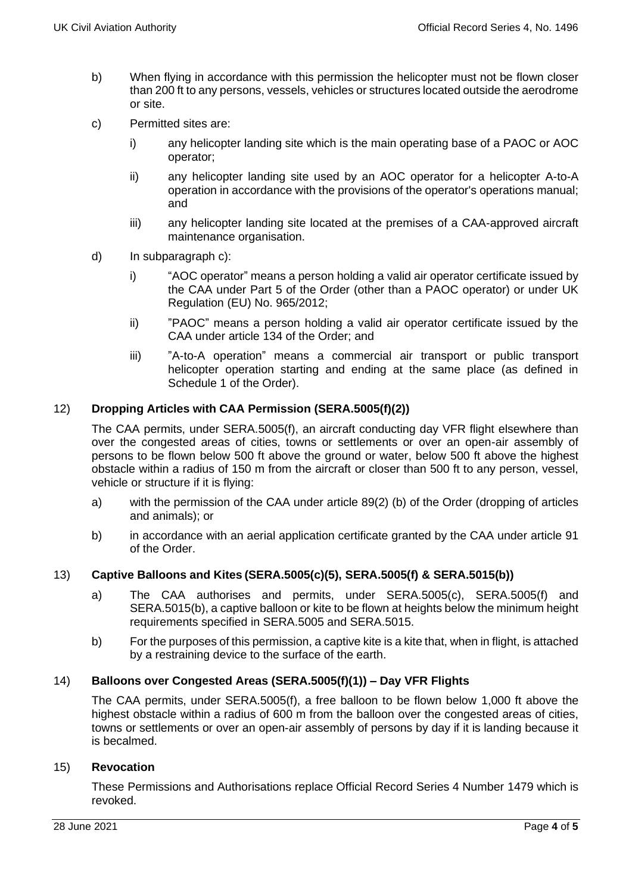b) When flying in accordance with this permission the helicopter must not be flown closer than 200 ft to any persons, vessels, vehicles or structures located outside the aerodrome or site.

c) Permitted sites are:

   i) any helicopter landing site which is the main operating base of a PAOC or AOC operator;

   ii) any helicopter landing site used by an AOC operator for a helicopter A-to-A operation in accordance with the provisions of the operator's operations manual; and

   iii) any helicopter landing site located at the premises of a CAA-approved aircraft maintenance organisation.

d) In subparagraph c):

   i) "AOC operator" means a person holding a valid air operator certificate issued by the CAA under Part 5 of the Order (other than a PAOC operator) or under UK Regulation (EU) No. 965/2012;

   ii) "PAOC" means a person holding a valid air operator certificate issued by the CAA under article 134 of the Order; and

   iii) "A-to-A operation" means a commercial air transport or public transport helicopter operation starting and ending at the same place (as defined in Schedule 1 of the Order).

## 12) Dropping Articles with CAA Permission (SERA.5005(f)(2))

The CAA permits, under SERA.5005(f), an aircraft conducting day VFR flight elsewhere than over the congested areas of cities, towns or settlements or over an open-air assembly of persons to be flown below 500 ft above the ground or water, below 500 ft above the highest obstacle within a radius of 150 m from the aircraft or closer than 500 ft to any person, vessel, vehicle or structure if it is flying:

a) with the permission of the CAA under article 89(2) (b) of the Order (dropping of articles and animals); or

b) in accordance with an aerial application certificate granted by the CAA under article 91 of the Order.

## 13) Captive Balloons and Kites (SERA.5005(c)(5), SERA.5005(f) & SERA.5015(b))

a) The CAA authorises and permits, under SERA.5005(c), SERA.5005(f) and SERA.5015(b), a captive balloon or kite to be flown at heights below the minimum height requirements specified in SERA.5005 and SERA.5015.

b) For the purposes of this permission, a captive kite is a kite that, when in flight, is attached by a restraining device to the surface of the earth.

## 14) Balloons over Congested Areas (SERA.5005(f)(1)) – Day VFR Flights

The CAA permits, under SERA.5005(f), a free balloon to be flown below 1,000 ft above the highest obstacle within a radius of 600 m from the balloon over the congested areas of cities, towns or settlements or over an open-air assembly of persons by day if it is landing because it is becalmed.

## 15) Revocation

These Permissions and Authorisations replace Official Record Series 4 Number 1479 which is revoked.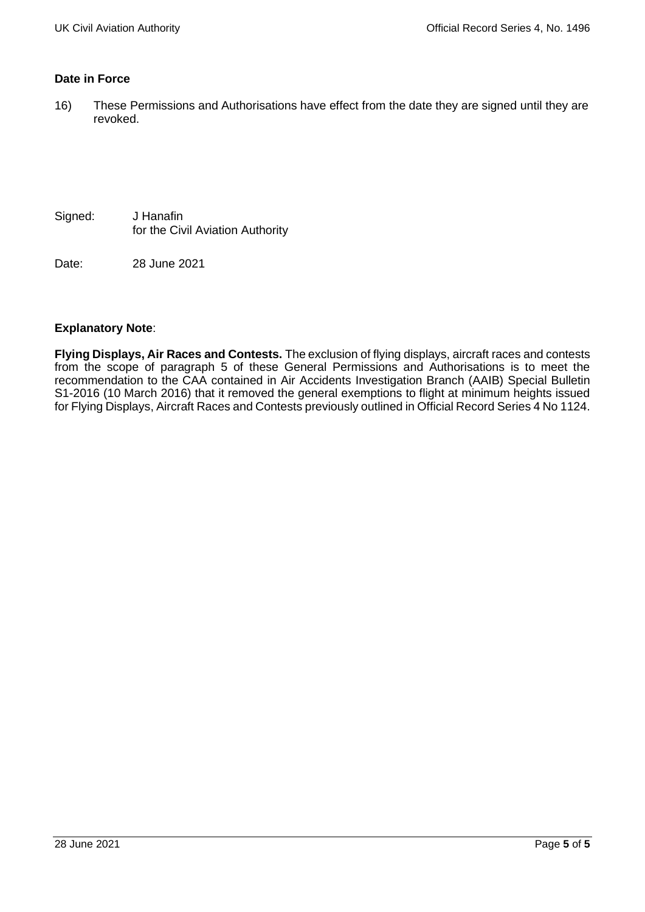**Date in Force**

16) These Permissions and Authorisations have effect from the date they are signed until they are revoked.

Signed: J Hanafin
for the Civil Aviation Authority

Date: 28 June 2021

**Explanatory Note**:

**Flying Displays, Air Races and Contests.** The exclusion of flying displays, aircraft races and contests from the scope of paragraph 5 of these General Permissions and Authorisations is to meet the recommendation to the CAA contained in Air Accidents Investigation Branch (AAIB) Special Bulletin S1-2016 (10 March 2016) that it removed the general exemptions to flight at minimum heights issued for Flying Displays, Aircraft Races and Contests previously outlined in Official Record Series 4 No 1124.